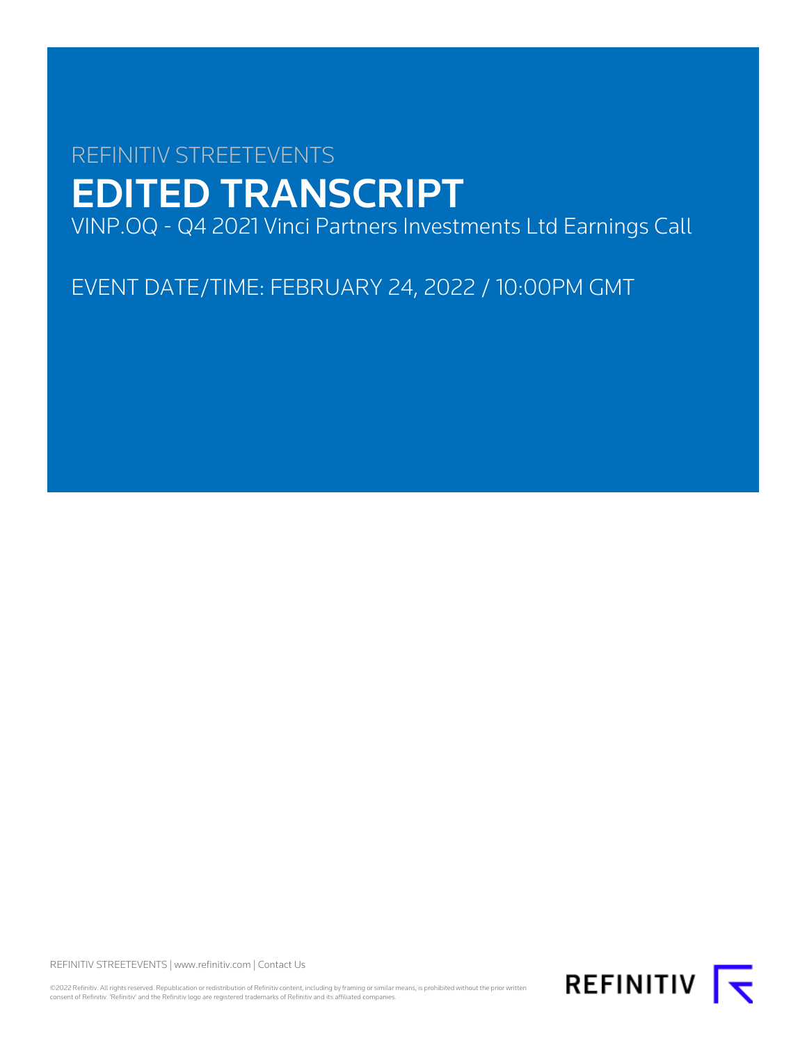REFINITIV STREETEVENTS

# EDITED TRANSCRIPT

VINP.OQ - Q4 2021 Vinci Partners Investments Ltd Earnings Call

EVENT DATE/TIME: FEBRUARY 24, 2022 / 10:00PM GMT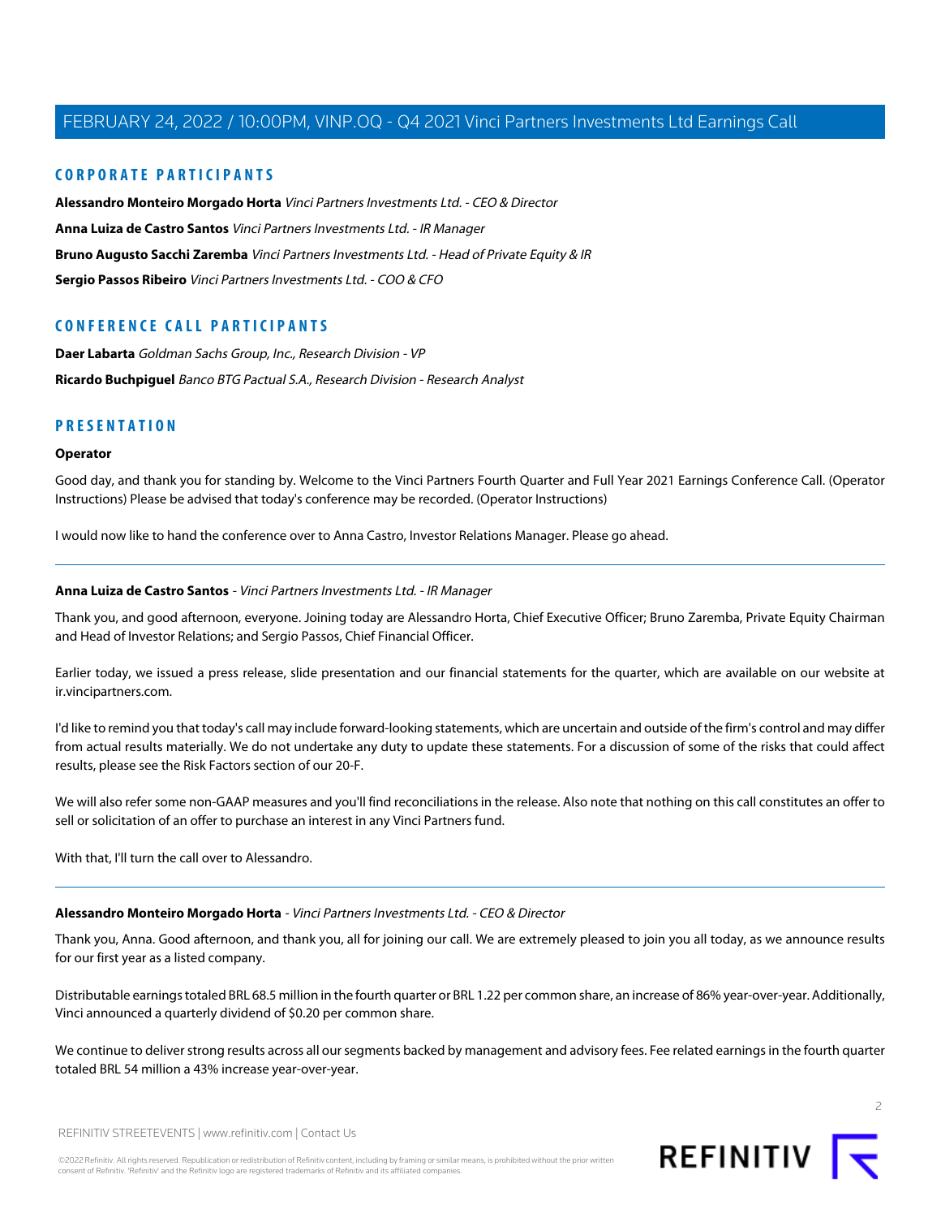## CORPORATE PARTICIPANTS

**Alessandro Monteiro Morgado Horta** *Vinci Partners Investments Ltd. - CEO & Director*

**Anna Luiza de Castro Santos** *Vinci Partners Investments Ltd. - IR Manager*

**Bruno Augusto Sacchi Zaremba** *Vinci Partners Investments Ltd. - Head of Private Equity & IR*

**Sergio Passos Ribeiro** *Vinci Partners Investments Ltd. - COO & CFO*

## CONFERENCE CALL PARTICIPANTS

**Daer Labarta** *Goldman Sachs Group, Inc., Research Division - VP*

**Ricardo Buchpiguel** *Banco BTG Pactual S.A., Research Division - Research Analyst*

## PRESENTATION

**Operator**

Good day, and thank you for standing by. Welcome to the Vinci Partners Fourth Quarter and Full Year 2021 Earnings Conference Call. (Operator Instructions) Please be advised that today's conference may be recorded. (Operator Instructions)

I would now like to hand the conference over to Anna Castro, Investor Relations Manager. Please go ahead.

---

**Anna Luiza de Castro Santos** - *Vinci Partners Investments Ltd. - IR Manager*

Thank you, and good afternoon, everyone. Joining today are Alessandro Horta, Chief Executive Officer; Bruno Zaremba, Private Equity Chairman and Head of Investor Relations; and Sergio Passos, Chief Financial Officer.

Earlier today, we issued a press release, slide presentation and our financial statements for the quarter, which are available on our website at ir.vincipartners.com.

I'd like to remind you that today's call may include forward-looking statements, which are uncertain and outside of the firm's control and may differ from actual results materially. We do not undertake any duty to update these statements. For a discussion of some of the risks that could affect results, please see the Risk Factors section of our 20-F.

We will also refer some non-GAAP measures and you'll find reconciliations in the release. Also note that nothing on this call constitutes an offer to sell or solicitation of an offer to purchase an interest in any Vinci Partners fund.

With that, I'll turn the call over to Alessandro.

---

**Alessandro Monteiro Morgado Horta** - *Vinci Partners Investments Ltd. - CEO & Director*

Thank you, Anna. Good afternoon, and thank you, all for joining our call. We are extremely pleased to join you all today, as we announce results for our first year as a listed company.

Distributable earnings totaled BRL 68.5 million in the fourth quarter or BRL 1.22 per common share, an increase of 86% year-over-year. Additionally, Vinci announced a quarterly dividend of $0.20 per common share.

We continue to deliver strong results across all our segments backed by management and advisory fees. Fee related earnings in the fourth quarter totaled BRL 54 million a 43% increase year-over-year.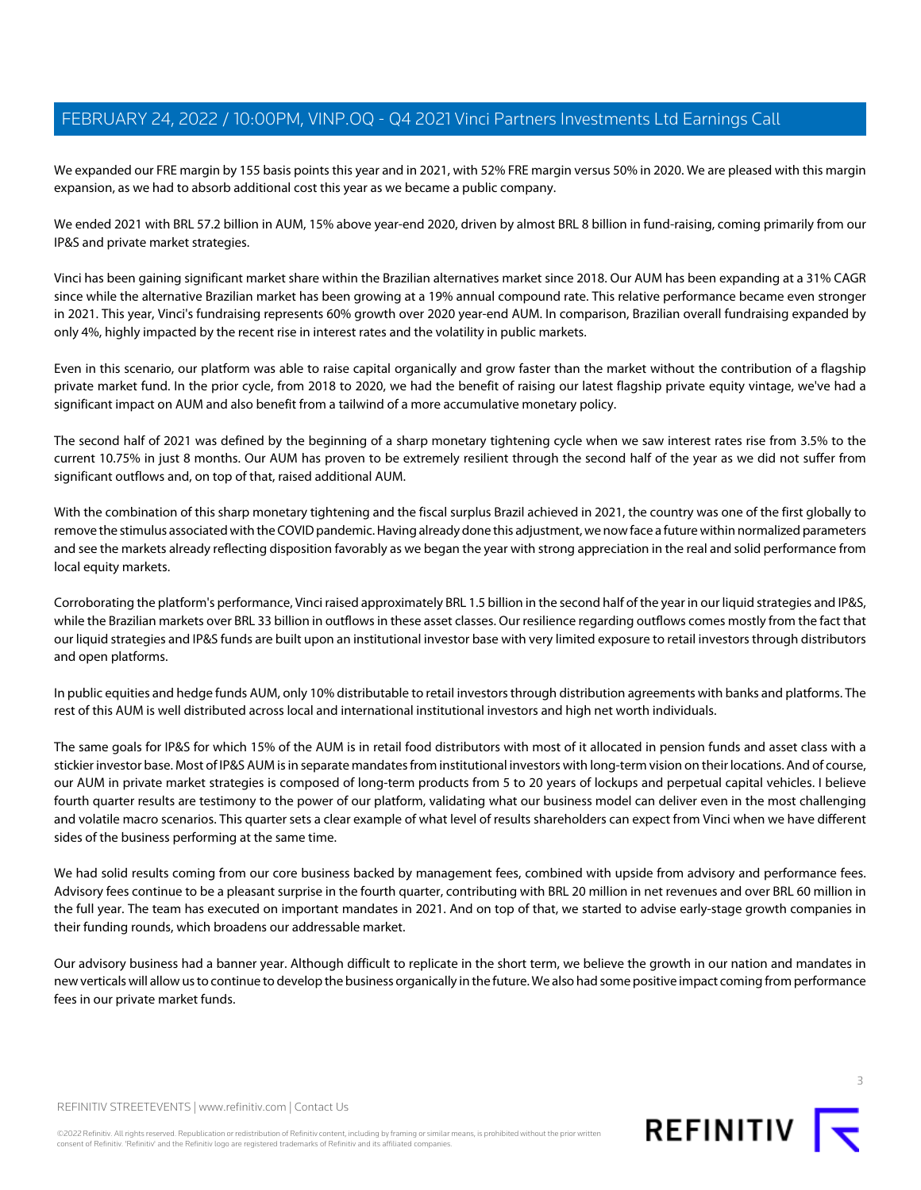We expanded our FRE margin by 155 basis points this year and in 2021, with 52% FRE margin versus 50% in 2020. We are pleased with this margin expansion, as we had to absorb additional cost this year as we became a public company.

We ended 2021 with BRL 57.2 billion in AUM, 15% above year-end 2020, driven by almost BRL 8 billion in fund-raising, coming primarily from our IP&S and private market strategies.

Vinci has been gaining significant market share within the Brazilian alternatives market since 2018. Our AUM has been expanding at a 31% CAGR since while the alternative Brazilian market has been growing at a 19% annual compound rate. This relative performance became even stronger in 2021. This year, Vinci's fundraising represents 60% growth over 2020 year-end AUM. In comparison, Brazilian overall fundraising expanded by only 4%, highly impacted by the recent rise in interest rates and the volatility in public markets.

Even in this scenario, our platform was able to raise capital organically and grow faster than the market without the contribution of a flagship private market fund. In the prior cycle, from 2018 to 2020, we had the benefit of raising our latest flagship private equity vintage, we've had a significant impact on AUM and also benefit from a tailwind of a more accumulative monetary policy.

The second half of 2021 was defined by the beginning of a sharp monetary tightening cycle when we saw interest rates rise from 3.5% to the current 10.75% in just 8 months. Our AUM has proven to be extremely resilient through the second half of the year as we did not suffer from significant outflows and, on top of that, raised additional AUM.

With the combination of this sharp monetary tightening and the fiscal surplus Brazil achieved in 2021, the country was one of the first globally to remove the stimulus associated with the COVID pandemic. Having already done this adjustment, we now face a future within normalized parameters and see the markets already reflecting disposition favorably as we began the year with strong appreciation in the real and solid performance from local equity markets.

Corroborating the platform's performance, Vinci raised approximately BRL 1.5 billion in the second half of the year in our liquid strategies and IP&S, while the Brazilian markets over BRL 33 billion in outflows in these asset classes. Our resilience regarding outflows comes mostly from the fact that our liquid strategies and IP&S funds are built upon an institutional investor base with very limited exposure to retail investors through distributors and open platforms.

In public equities and hedge funds AUM, only 10% distributable to retail investors through distribution agreements with banks and platforms. The rest of this AUM is well distributed across local and international institutional investors and high net worth individuals.

The same goals for IP&S for which 15% of the AUM is in retail food distributors with most of it allocated in pension funds and asset class with a stickier investor base. Most of IP&S AUM is in separate mandates from institutional investors with long-term vision on their locations. And of course, our AUM in private market strategies is composed of long-term products from 5 to 20 years of lockups and perpetual capital vehicles. I believe fourth quarter results are testimony to the power of our platform, validating what our business model can deliver even in the most challenging and volatile macro scenarios. This quarter sets a clear example of what level of results shareholders can expect from Vinci when we have different sides of the business performing at the same time.

We had solid results coming from our core business backed by management fees, combined with upside from advisory and performance fees. Advisory fees continue to be a pleasant surprise in the fourth quarter, contributing with BRL 20 million in net revenues and over BRL 60 million in the full year. The team has executed on important mandates in 2021. And on top of that, we started to advise early-stage growth companies in their funding rounds, which broadens our addressable market.

Our advisory business had a banner year. Although difficult to replicate in the short term, we believe the growth in our nation and mandates in new verticals will allow us to continue to develop the business organically in the future. We also had some positive impact coming from performance fees in our private market funds.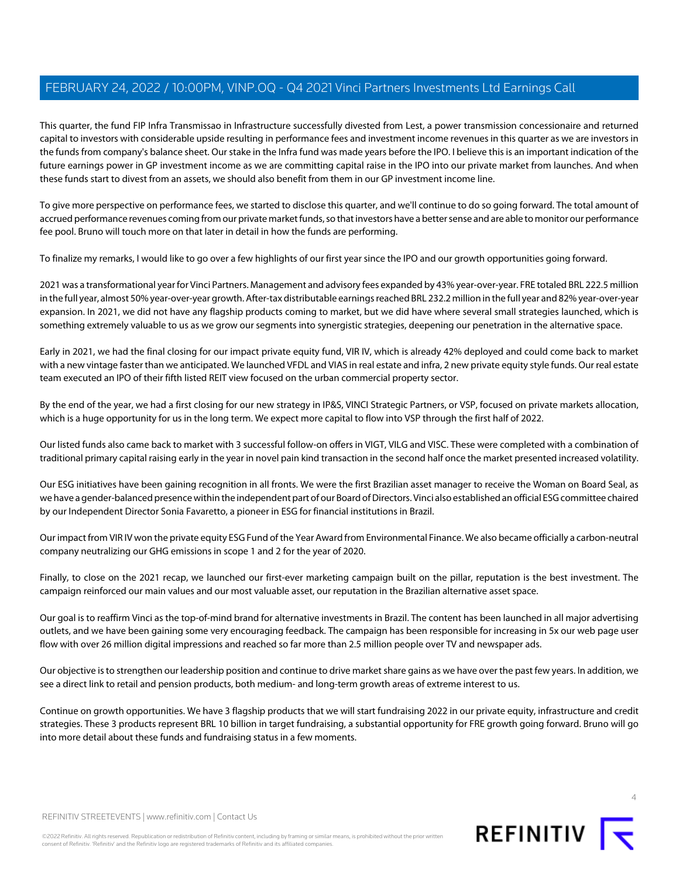This quarter, the fund FIP Infra Transmissao in Infrastructure successfully divested from Lest, a power transmission concessionaire and returned capital to investors with considerable upside resulting in performance fees and investment income revenues in this quarter as we are investors in the funds from company's balance sheet. Our stake in the Infra fund was made years before the IPO. I believe this is an important indication of the future earnings power in GP investment income as we are committing capital raise in the IPO into our private market from launches. And when these funds start to divest from an assets, we should also benefit from them in our GP investment income line.

To give more perspective on performance fees, we started to disclose this quarter, and we'll continue to do so going forward. The total amount of accrued performance revenues coming from our private market funds, so that investors have a better sense and are able to monitor our performance fee pool. Bruno will touch more on that later in detail in how the funds are performing.

To finalize my remarks, I would like to go over a few highlights of our first year since the IPO and our growth opportunities going forward.

2021 was a transformational year for Vinci Partners. Management and advisory fees expanded by 43% year-over-year. FRE totaled BRL 222.5 million in the full year, almost 50% year-over-year growth. After-tax distributable earnings reached BRL 232.2 million in the full year and 82% year-over-year expansion. In 2021, we did not have any flagship products coming to market, but we did have where several small strategies launched, which is something extremely valuable to us as we grow our segments into synergistic strategies, deepening our penetration in the alternative space.

Early in 2021, we had the final closing for our impact private equity fund, VIR IV, which is already 42% deployed and could come back to market with a new vintage faster than we anticipated. We launched VFDL and VIAS in real estate and infra, 2 new private equity style funds. Our real estate team executed an IPO of their fifth listed REIT view focused on the urban commercial property sector.

By the end of the year, we had a first closing for our new strategy in IP&S, VINCI Strategic Partners, or VSP, focused on private markets allocation, which is a huge opportunity for us in the long term. We expect more capital to flow into VSP through the first half of 2022.

Our listed funds also came back to market with 3 successful follow-on offers in VIGT, VILG and VISC. These were completed with a combination of traditional primary capital raising early in the year in novel pain kind transaction in the second half once the market presented increased volatility.

Our ESG initiatives have been gaining recognition in all fronts. We were the first Brazilian asset manager to receive the Woman on Board Seal, as we have a gender-balanced presence within the independent part of our Board of Directors. Vinci also established an official ESG committee chaired by our Independent Director Sonia Favaretto, a pioneer in ESG for financial institutions in Brazil.

Our impact from VIR IV won the private equity ESG Fund of the Year Award from Environmental Finance. We also became officially a carbon-neutral company neutralizing our GHG emissions in scope 1 and 2 for the year of 2020.

Finally, to close on the 2021 recap, we launched our first-ever marketing campaign built on the pillar, reputation is the best investment. The campaign reinforced our main values and our most valuable asset, our reputation in the Brazilian alternative asset space.

Our goal is to reaffirm Vinci as the top-of-mind brand for alternative investments in Brazil. The content has been launched in all major advertising outlets, and we have been gaining some very encouraging feedback. The campaign has been responsible for increasing in 5x our web page user flow with over 26 million digital impressions and reached so far more than 2.5 million people over TV and newspaper ads.

Our objective is to strengthen our leadership position and continue to drive market share gains as we have over the past few years. In addition, we see a direct link to retail and pension products, both medium- and long-term growth areas of extreme interest to us.

Continue on growth opportunities. We have 3 flagship products that we will start fundraising 2022 in our private equity, infrastructure and credit strategies. These 3 products represent BRL 10 billion in target fundraising, a substantial opportunity for FRE growth going forward. Bruno will go into more detail about these funds and fundraising status in a few moments.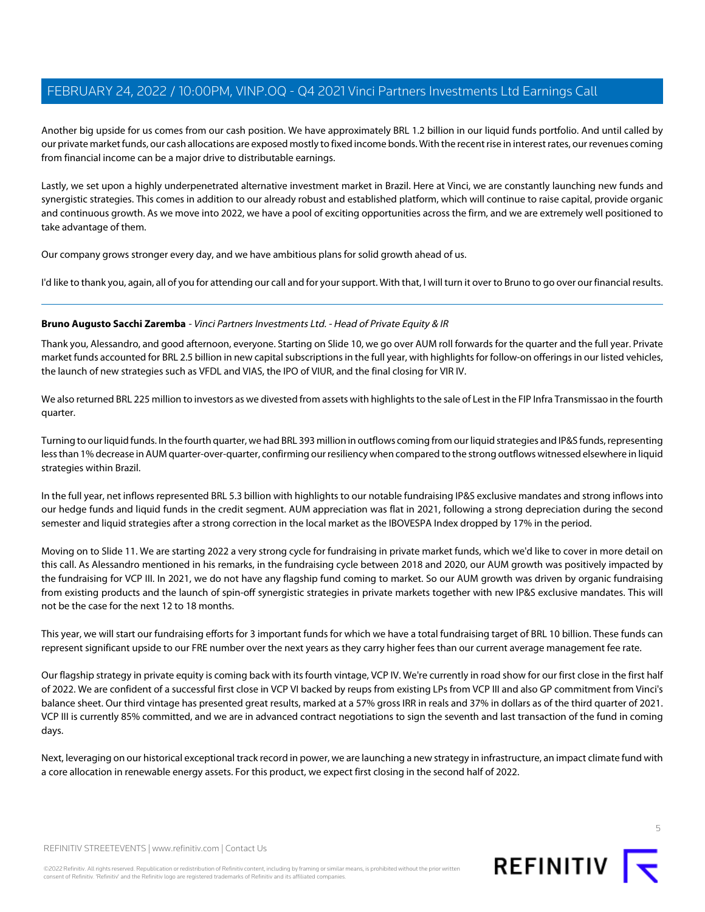Another big upside for us comes from our cash position. We have approximately BRL 1.2 billion in our liquid funds portfolio. And until called by our private market funds, our cash allocations are exposed mostly to fixed income bonds. With the recent rise in interest rates, our revenues coming from financial income can be a major drive to distributable earnings.

Lastly, we set upon a highly underpenetrated alternative investment market in Brazil. Here at Vinci, we are constantly launching new funds and synergistic strategies. This comes in addition to our already robust and established platform, which will continue to raise capital, provide organic and continuous growth. As we move into 2022, we have a pool of exciting opportunities across the firm, and we are extremely well positioned to take advantage of them.

Our company grows stronger every day, and we have ambitious plans for solid growth ahead of us.

I'd like to thank you, again, all of you for attending our call and for your support. With that, I will turn it over to Bruno to go over our financial results.

---

**Bruno Augusto Sacchi Zaremba** - *Vinci Partners Investments Ltd. - Head of Private Equity & IR*

Thank you, Alessandro, and good afternoon, everyone. Starting on Slide 10, we go over AUM roll forwards for the quarter and the full year. Private market funds accounted for BRL 2.5 billion in new capital subscriptions in the full year, with highlights for follow-on offerings in our listed vehicles, the launch of new strategies such as VFDL and VIAS, the IPO of VIUR, and the final closing for VIR IV.

We also returned BRL 225 million to investors as we divested from assets with highlights to the sale of Lest in the FIP Infra Transmissao in the fourth quarter.

Turning to our liquid funds. In the fourth quarter, we had BRL 393 million in outflows coming from our liquid strategies and IP&S funds, representing less than 1% decrease in AUM quarter-over-quarter, confirming our resiliency when compared to the strong outflows witnessed elsewhere in liquid strategies within Brazil.

In the full year, net inflows represented BRL 5.3 billion with highlights to our notable fundraising IP&S exclusive mandates and strong inflows into our hedge funds and liquid funds in the credit segment. AUM appreciation was flat in 2021, following a strong depreciation during the second semester and liquid strategies after a strong correction in the local market as the IBOVESPA Index dropped by 17% in the period.

Moving on to Slide 11. We are starting 2022 a very strong cycle for fundraising in private market funds, which we'd like to cover in more detail on this call. As Alessandro mentioned in his remarks, in the fundraising cycle between 2018 and 2020, our AUM growth was positively impacted by the fundraising for VCP III. In 2021, we do not have any flagship fund coming to market. So our AUM growth was driven by organic fundraising from existing products and the launch of spin-off synergistic strategies in private markets together with new IP&S exclusive mandates. This will not be the case for the next 12 to 18 months.

This year, we will start our fundraising efforts for 3 important funds for which we have a total fundraising target of BRL 10 billion. These funds can represent significant upside to our FRE number over the next years as they carry higher fees than our current average management fee rate.

Our flagship strategy in private equity is coming back with its fourth vintage, VCP IV. We're currently in road show for our first close in the first half of 2022. We are confident of a successful first close in VCP VI backed by reups from existing LPs from VCP III and also GP commitment from Vinci's balance sheet. Our third vintage has presented great results, marked at a 57% gross IRR in reals and 37% in dollars as of the third quarter of 2021. VCP III is currently 85% committed, and we are in advanced contract negotiations to sign the seventh and last transaction of the fund in coming days.

Next, leveraging on our historical exceptional track record in power, we are launching a new strategy in infrastructure, an impact climate fund with a core allocation in renewable energy assets. For this product, we expect first closing in the second half of 2022.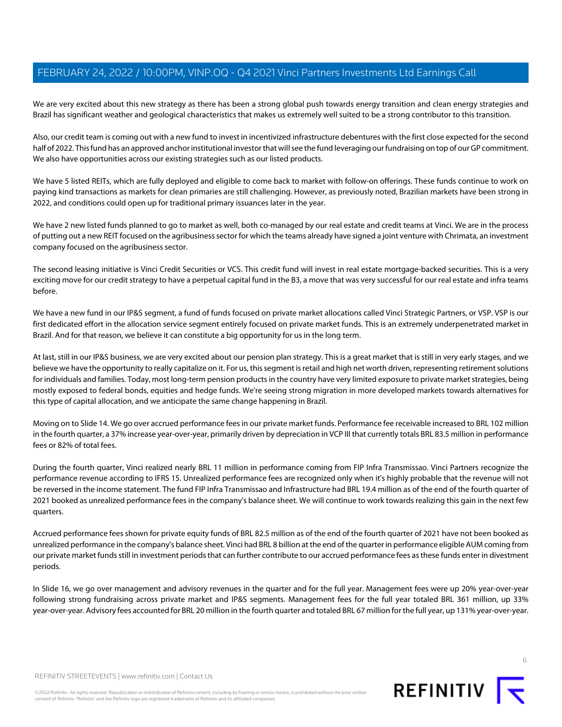We are very excited about this new strategy as there has been a strong global push towards energy transition and clean energy strategies and Brazil has significant weather and geological characteristics that makes us extremely well suited to be a strong contributor to this transition.

Also, our credit team is coming out with a new fund to invest in incentivized infrastructure debentures with the first close expected for the second half of 2022. This fund has an approved anchor institutional investor that will see the fund leveraging our fundraising on top of our GP commitment. We also have opportunities across our existing strategies such as our listed products.

We have 5 listed REITs, which are fully deployed and eligible to come back to market with follow-on offerings. These funds continue to work on paying kind transactions as markets for clean primaries are still challenging. However, as previously noted, Brazilian markets have been strong in 2022, and conditions could open up for traditional primary issuances later in the year.

We have 2 new listed funds planned to go to market as well, both co-managed by our real estate and credit teams at Vinci. We are in the process of putting out a new REIT focused on the agribusiness sector for which the teams already have signed a joint venture with Chrimata, an investment company focused on the agribusiness sector.

The second leasing initiative is Vinci Credit Securities or VCS. This credit fund will invest in real estate mortgage-backed securities. This is a very exciting move for our credit strategy to have a perpetual capital fund in the B3, a move that was very successful for our real estate and infra teams before.

We have a new fund in our IP&S segment, a fund of funds focused on private market allocations called Vinci Strategic Partners, or VSP. VSP is our first dedicated effort in the allocation service segment entirely focused on private market funds. This is an extremely underpenetrated market in Brazil. And for that reason, we believe it can constitute a big opportunity for us in the long term.

At last, still in our IP&S business, we are very excited about our pension plan strategy. This is a great market that is still in very early stages, and we believe we have the opportunity to really capitalize on it. For us, this segment is retail and high net worth driven, representing retirement solutions for individuals and families. Today, most long-term pension products in the country have very limited exposure to private market strategies, being mostly exposed to federal bonds, equities and hedge funds. We're seeing strong migration in more developed markets towards alternatives for this type of capital allocation, and we anticipate the same change happening in Brazil.

Moving on to Slide 14. We go over accrued performance fees in our private market funds. Performance fee receivable increased to BRL 102 million in the fourth quarter, a 37% increase year-over-year, primarily driven by depreciation in VCP III that currently totals BRL 83.5 million in performance fees or 82% of total fees.

During the fourth quarter, Vinci realized nearly BRL 11 million in performance coming from FIP Infra Transmissao. Vinci Partners recognize the performance revenue according to IFRS 15. Unrealized performance fees are recognized only when it's highly probable that the revenue will not be reversed in the income statement. The fund FIP Infra Transmissao and Infrastructure had BRL 19.4 million as of the end of the fourth quarter of 2021 booked as unrealized performance fees in the company's balance sheet. We will continue to work towards realizing this gain in the next few quarters.

Accrued performance fees shown for private equity funds of BRL 82.5 million as of the end of the fourth quarter of 2021 have not been booked as unrealized performance in the company's balance sheet. Vinci had BRL 8 billion at the end of the quarter in performance eligible AUM coming from our private market funds still in investment periods that can further contribute to our accrued performance fees as these funds enter in divestment periods.

In Slide 16, we go over management and advisory revenues in the quarter and for the full year. Management fees were up 20% year-over-year following strong fundraising across private market and IP&S segments. Management fees for the full year totaled BRL 361 million, up 33% year-over-year. Advisory fees accounted for BRL 20 million in the fourth quarter and totaled BRL 67 million for the full year, up 131% year-over-year.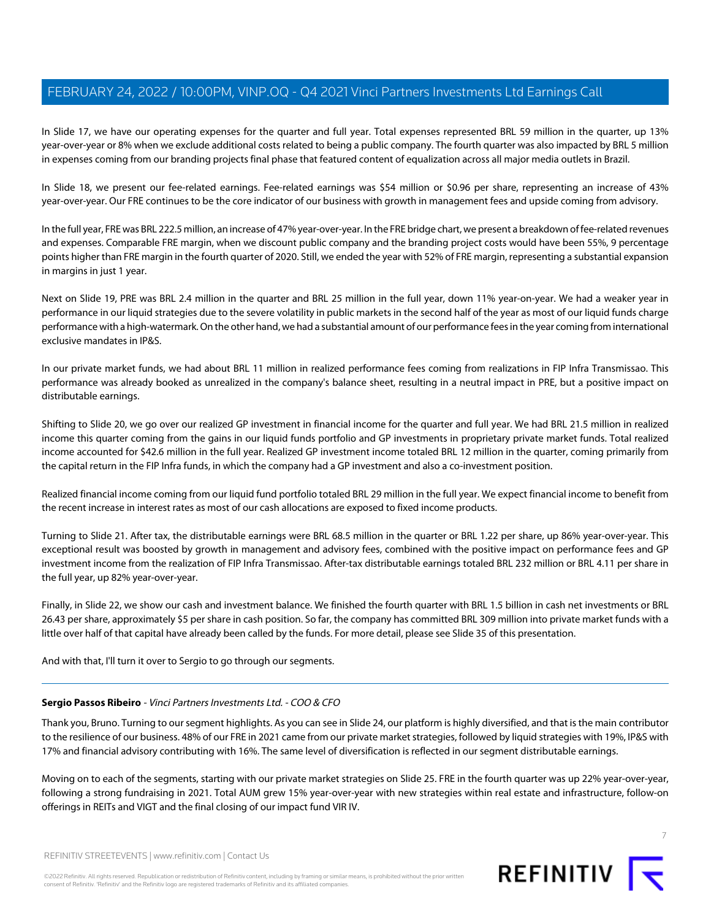In Slide 17, we have our operating expenses for the quarter and full year. Total expenses represented BRL 59 million in the quarter, up 13% year-over-year or 8% when we exclude additional costs related to being a public company. The fourth quarter was also impacted by BRL 5 million in expenses coming from our branding projects final phase that featured content of equalization across all major media outlets in Brazil.

In Slide 18, we present our fee-related earnings. Fee-related earnings was $54 million or $0.96 per share, representing an increase of 43% year-over-year. Our FRE continues to be the core indicator of our business with growth in management fees and upside coming from advisory.

In the full year, FRE was BRL 222.5 million, an increase of 47% year-over-year. In the FRE bridge chart, we present a breakdown of fee-related revenues and expenses. Comparable FRE margin, when we discount public company and the branding project costs would have been 55%, 9 percentage points higher than FRE margin in the fourth quarter of 2020. Still, we ended the year with 52% of FRE margin, representing a substantial expansion in margins in just 1 year.

Next on Slide 19, PRE was BRL 2.4 million in the quarter and BRL 25 million in the full year, down 11% year-on-year. We had a weaker year in performance in our liquid strategies due to the severe volatility in public markets in the second half of the year as most of our liquid funds charge performance with a high-watermark. On the other hand, we had a substantial amount of our performance fees in the year coming from international exclusive mandates in IP&S.

In our private market funds, we had about BRL 11 million in realized performance fees coming from realizations in FIP Infra Transmissao. This performance was already booked as unrealized in the company's balance sheet, resulting in a neutral impact in PRE, but a positive impact on distributable earnings.

Shifting to Slide 20, we go over our realized GP investment in financial income for the quarter and full year. We had BRL 21.5 million in realized income this quarter coming from the gains in our liquid funds portfolio and GP investments in proprietary private market funds. Total realized income accounted for $42.6 million in the full year. Realized GP investment income totaled BRL 12 million in the quarter, coming primarily from the capital return in the FIP Infra funds, in which the company had a GP investment and also a co-investment position.

Realized financial income coming from our liquid fund portfolio totaled BRL 29 million in the full year. We expect financial income to benefit from the recent increase in interest rates as most of our cash allocations are exposed to fixed income products.

Turning to Slide 21. After tax, the distributable earnings were BRL 68.5 million in the quarter or BRL 1.22 per share, up 86% year-over-year. This exceptional result was boosted by growth in management and advisory fees, combined with the positive impact on performance fees and GP investment income from the realization of FIP Infra Transmissao. After-tax distributable earnings totaled BRL 232 million or BRL 4.11 per share in the full year, up 82% year-over-year.

Finally, in Slide 22, we show our cash and investment balance. We finished the fourth quarter with BRL 1.5 billion in cash net investments or BRL 26.43 per share, approximately $5 per share in cash position. So far, the company has committed BRL 309 million into private market funds with a little over half of that capital have already been called by the funds. For more detail, please see Slide 35 of this presentation.

And with that, I'll turn it over to Sergio to go through our segments.

---

**Sergio Passos Ribeiro** - *Vinci Partners Investments Ltd. - COO & CFO*

Thank you, Bruno. Turning to our segment highlights. As you can see in Slide 24, our platform is highly diversified, and that is the main contributor to the resilience of our business. 48% of our FRE in 2021 came from our private market strategies, followed by liquid strategies with 19%, IP&S with 17% and financial advisory contributing with 16%. The same level of diversification is reflected in our segment distributable earnings.

Moving on to each of the segments, starting with our private market strategies on Slide 25. FRE in the fourth quarter was up 22% year-over-year, following a strong fundraising in 2021. Total AUM grew 15% year-over-year with new strategies within real estate and infrastructure, follow-on offerings in REITs and VIGT and the final closing of our impact fund VIR IV.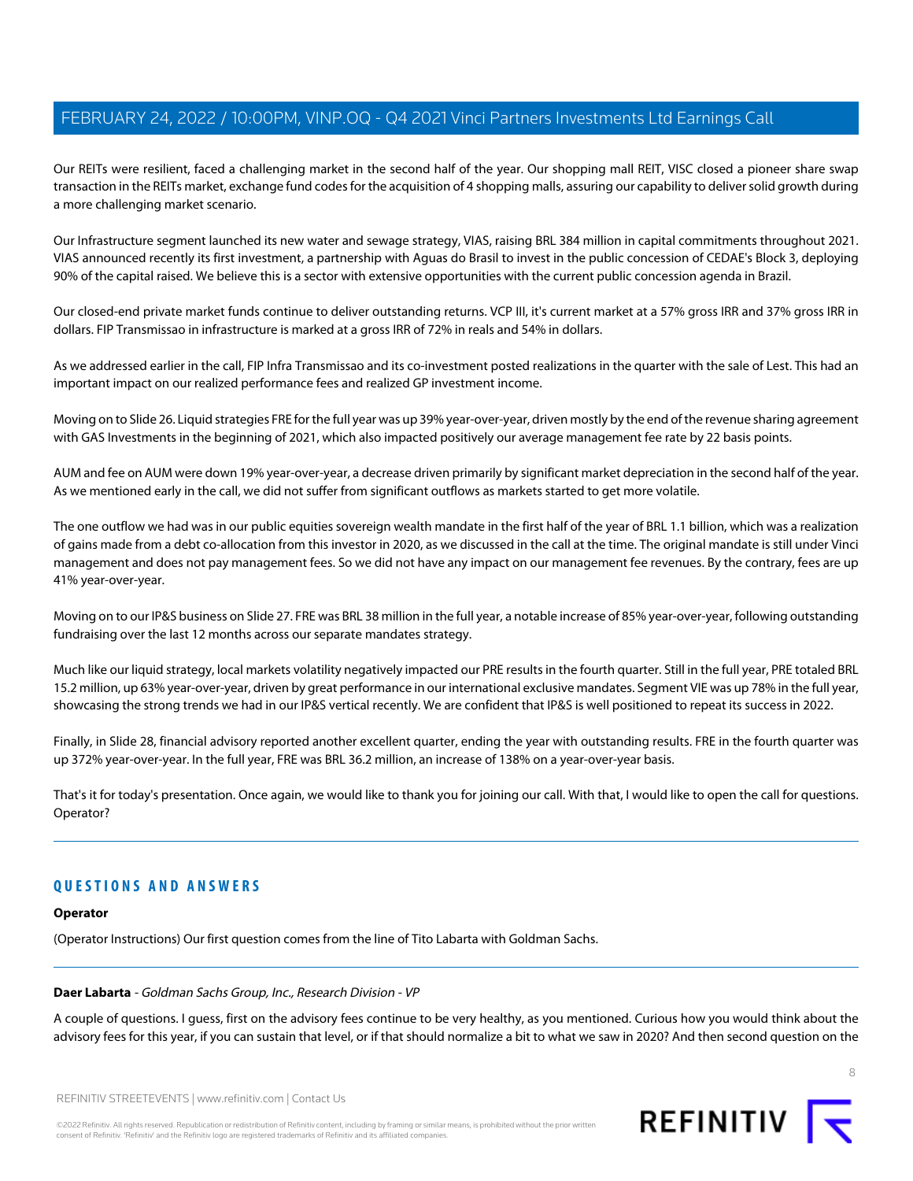Our REITs were resilient, faced a challenging market in the second half of the year. Our shopping mall REIT, VISC closed a pioneer share swap transaction in the REITs market, exchange fund codes for the acquisition of 4 shopping malls, assuring our capability to deliver solid growth during a more challenging market scenario.

Our Infrastructure segment launched its new water and sewage strategy, VIAS, raising BRL 384 million in capital commitments throughout 2021. VIAS announced recently its first investment, a partnership with Aguas do Brasil to invest in the public concession of CEDAE's Block 3, deploying 90% of the capital raised. We believe this is a sector with extensive opportunities with the current public concession agenda in Brazil.

Our closed-end private market funds continue to deliver outstanding returns. VCP III, it's current market at a 57% gross IRR and 37% gross IRR in dollars. FIP Transmissao in infrastructure is marked at a gross IRR of 72% in reals and 54% in dollars.

As we addressed earlier in the call, FIP Infra Transmissao and its co-investment posted realizations in the quarter with the sale of Lest. This had an important impact on our realized performance fees and realized GP investment income.

Moving on to Slide 26. Liquid strategies FRE for the full year was up 39% year-over-year, driven mostly by the end of the revenue sharing agreement with GAS Investments in the beginning of 2021, which also impacted positively our average management fee rate by 22 basis points.

AUM and fee on AUM were down 19% year-over-year, a decrease driven primarily by significant market depreciation in the second half of the year. As we mentioned early in the call, we did not suffer from significant outflows as markets started to get more volatile.

The one outflow we had was in our public equities sovereign wealth mandate in the first half of the year of BRL 1.1 billion, which was a realization of gains made from a debt co-allocation from this investor in 2020, as we discussed in the call at the time. The original mandate is still under Vinci management and does not pay management fees. So we did not have any impact on our management fee revenues. By the contrary, fees are up 41% year-over-year.

Moving on to our IP&S business on Slide 27. FRE was BRL 38 million in the full year, a notable increase of 85% year-over-year, following outstanding fundraising over the last 12 months across our separate mandates strategy.

Much like our liquid strategy, local markets volatility negatively impacted our PRE results in the fourth quarter. Still in the full year, PRE totaled BRL 15.2 million, up 63% year-over-year, driven by great performance in our international exclusive mandates. Segment VIE was up 78% in the full year, showcasing the strong trends we had in our IP&S vertical recently. We are confident that IP&S is well positioned to repeat its success in 2022.

Finally, in Slide 28, financial advisory reported another excellent quarter, ending the year with outstanding results. FRE in the fourth quarter was up 372% year-over-year. In the full year, FRE was BRL 36.2 million, an increase of 138% on a year-over-year basis.

That's it for today's presentation. Once again, we would like to thank you for joining our call. With that, I would like to open the call for questions. Operator?

## QUESTIONS AND ANSWERS

**Operator**

(Operator Instructions) Our first question comes from the line of Tito Labarta with Goldman Sachs.

**Daer Labarta** - *Goldman Sachs Group, Inc., Research Division - VP*

A couple of questions. I guess, first on the advisory fees continue to be very healthy, as you mentioned. Curious how you would think about the advisory fees for this year, if you can sustain that level, or if that should normalize a bit to what we saw in 2020? And then second question on the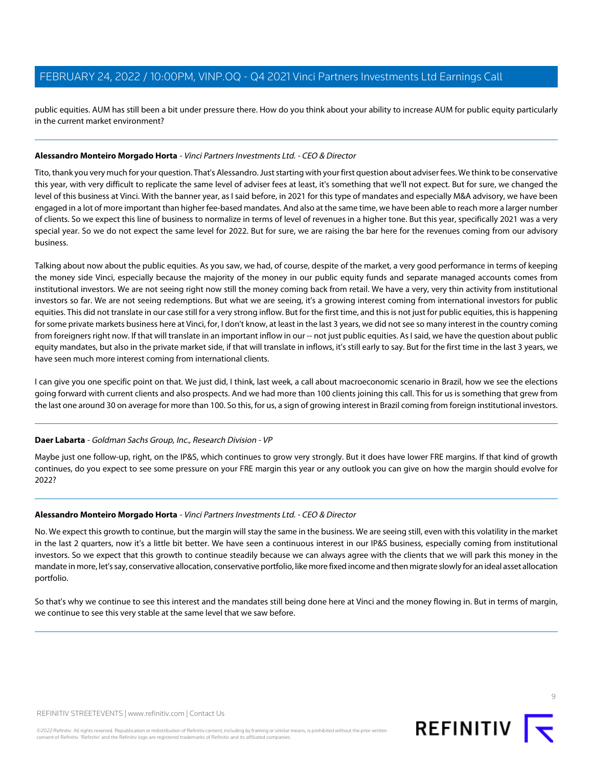public equities. AUM has still been a bit under pressure there. How do you think about your ability to increase AUM for public equity particularly in the current market environment?

---

**Alessandro Monteiro Morgado Horta** - *Vinci Partners Investments Ltd. - CEO & Director*

Tito, thank you very much for your question. That's Alessandro. Just starting with your first question about adviser fees. We think to be conservative this year, with very difficult to replicate the same level of adviser fees at least, it's something that we'll not expect. But for sure, we changed the level of this business at Vinci. With the banner year, as I said before, in 2021 for this type of mandates and especially M&A advisory, we have been engaged in a lot of more important than higher fee-based mandates. And also at the same time, we have been able to reach more a larger number of clients. So we expect this line of business to normalize in terms of level of revenues in a higher tone. But this year, specifically 2021 was a very special year. So we do not expect the same level for 2022. But for sure, we are raising the bar here for the revenues coming from our advisory business.

Talking about now about the public equities. As you saw, we had, of course, despite of the market, a very good performance in terms of keeping the money side Vinci, especially because the majority of the money in our public equity funds and separate managed accounts comes from institutional investors. We are not seeing right now still the money coming back from retail. We have a very, very thin activity from institutional investors so far. We are not seeing redemptions. But what we are seeing, it's a growing interest coming from international investors for public equities. This did not translate in our case still for a very strong inflow. But for the first time, and this is not just for public equities, this is happening for some private markets business here at Vinci, for, I don't know, at least in the last 3 years, we did not see so many interest in the country coming from foreigners right now. If that will translate in an important inflow in our -- not just public equities. As I said, we have the question about public equity mandates, but also in the private market side, if that will translate in inflows, it's still early to say. But for the first time in the last 3 years, we have seen much more interest coming from international clients.

I can give you one specific point on that. We just did, I think, last week, a call about macroeconomic scenario in Brazil, how we see the elections going forward with current clients and also prospects. And we had more than 100 clients joining this call. This for us is something that grew from the last one around 30 on average for more than 100. So this, for us, a sign of growing interest in Brazil coming from foreign institutional investors.

---

**Daer Labarta** - *Goldman Sachs Group, Inc., Research Division - VP*

Maybe just one follow-up, right, on the IP&S, which continues to grow very strongly. But it does have lower FRE margins. If that kind of growth continues, do you expect to see some pressure on your FRE margin this year or any outlook you can give on how the margin should evolve for 2022?

---

**Alessandro Monteiro Morgado Horta** - *Vinci Partners Investments Ltd. - CEO & Director*

No. We expect this growth to continue, but the margin will stay the same in the business. We are seeing still, even with this volatility in the market in the last 2 quarters, now it's a little bit better. We have seen a continuous interest in our IP&S business, especially coming from institutional investors. So we expect that this growth to continue steadily because we can always agree with the clients that we will park this money in the mandate in more, let's say, conservative allocation, conservative portfolio, like more fixed income and then migrate slowly for an ideal asset allocation portfolio.

So that's why we continue to see this interest and the mandates still being done here at Vinci and the money flowing in. But in terms of margin, we continue to see this very stable at the same level that we saw before.

---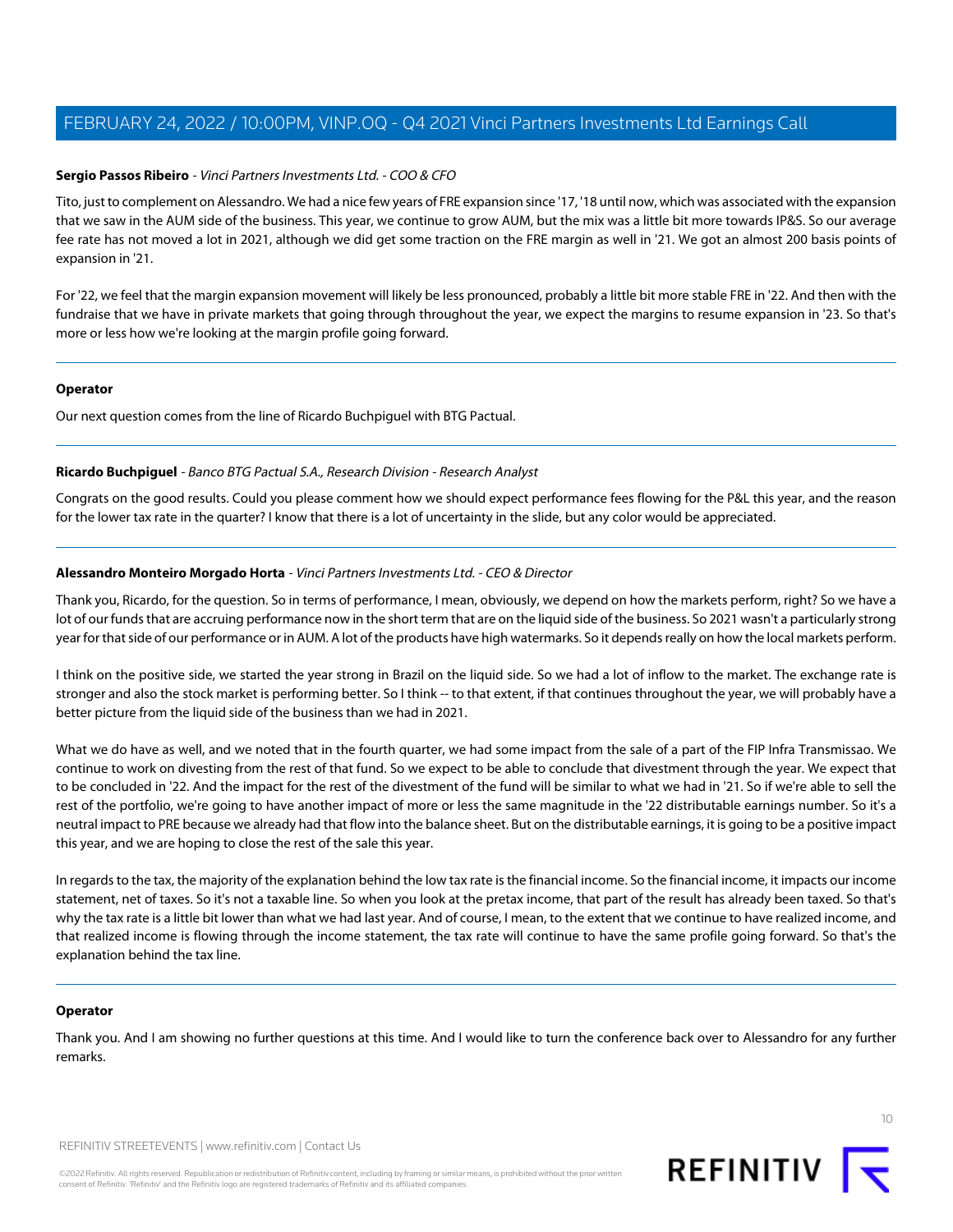**Sergio Passos Ribeiro** - *Vinci Partners Investments Ltd. - COO & CFO*

Tito, just to complement on Alessandro. We had a nice few years of FRE expansion since '17, '18 until now, which was associated with the expansion that we saw in the AUM side of the business. This year, we continue to grow AUM, but the mix was a little bit more towards IP&S. So our average fee rate has not moved a lot in 2021, although we did get some traction on the FRE margin as well in '21. We got an almost 200 basis points of expansion in '21.

For '22, we feel that the margin expansion movement will likely be less pronounced, probably a little bit more stable FRE in '22. And then with the fundraise that we have in private markets that going through throughout the year, we expect the margins to resume expansion in '23. So that's more or less how we're looking at the margin profile going forward.

---

**Operator**

Our next question comes from the line of Ricardo Buchpiguel with BTG Pactual.

---

**Ricardo Buchpiguel** - *Banco BTG Pactual S.A., Research Division - Research Analyst*

Congrats on the good results. Could you please comment how we should expect performance fees flowing for the P&L this year, and the reason for the lower tax rate in the quarter? I know that there is a lot of uncertainty in the slide, but any color would be appreciated.

---

**Alessandro Monteiro Morgado Horta** - *Vinci Partners Investments Ltd. - CEO & Director*

Thank you, Ricardo, for the question. So in terms of performance, I mean, obviously, we depend on how the markets perform, right? So we have a lot of our funds that are accruing performance now in the short term that are on the liquid side of the business. So 2021 wasn't a particularly strong year for that side of our performance or in AUM. A lot of the products have high watermarks. So it depends really on how the local markets perform.

I think on the positive side, we started the year strong in Brazil on the liquid side. So we had a lot of inflow to the market. The exchange rate is stronger and also the stock market is performing better. So I think -- to that extent, if that continues throughout the year, we will probably have a better picture from the liquid side of the business than we had in 2021.

What we do have as well, and we noted that in the fourth quarter, we had some impact from the sale of a part of the FIP Infra Transmissao. We continue to work on divesting from the rest of that fund. So we expect to be able to conclude that divestment through the year. We expect that to be concluded in '22. And the impact for the rest of the divestment of the fund will be similar to what we had in '21. So if we're able to sell the rest of the portfolio, we're going to have another impact of more or less the same magnitude in the '22 distributable earnings number. So it's a neutral impact to PRE because we already had that flow into the balance sheet. But on the distributable earnings, it is going to be a positive impact this year, and we are hoping to close the rest of the sale this year.

In regards to the tax, the majority of the explanation behind the low tax rate is the financial income. So the financial income, it impacts our income statement, net of taxes. So it's not a taxable line. So when you look at the pretax income, that part of the result has already been taxed. So that's why the tax rate is a little bit lower than what we had last year. And of course, I mean, to the extent that we continue to have realized income, and that realized income is flowing through the income statement, the tax rate will continue to have the same profile going forward. So that's the explanation behind the tax line.

---

**Operator**

Thank you. And I am showing no further questions at this time. And I would like to turn the conference back over to Alessandro for any further remarks.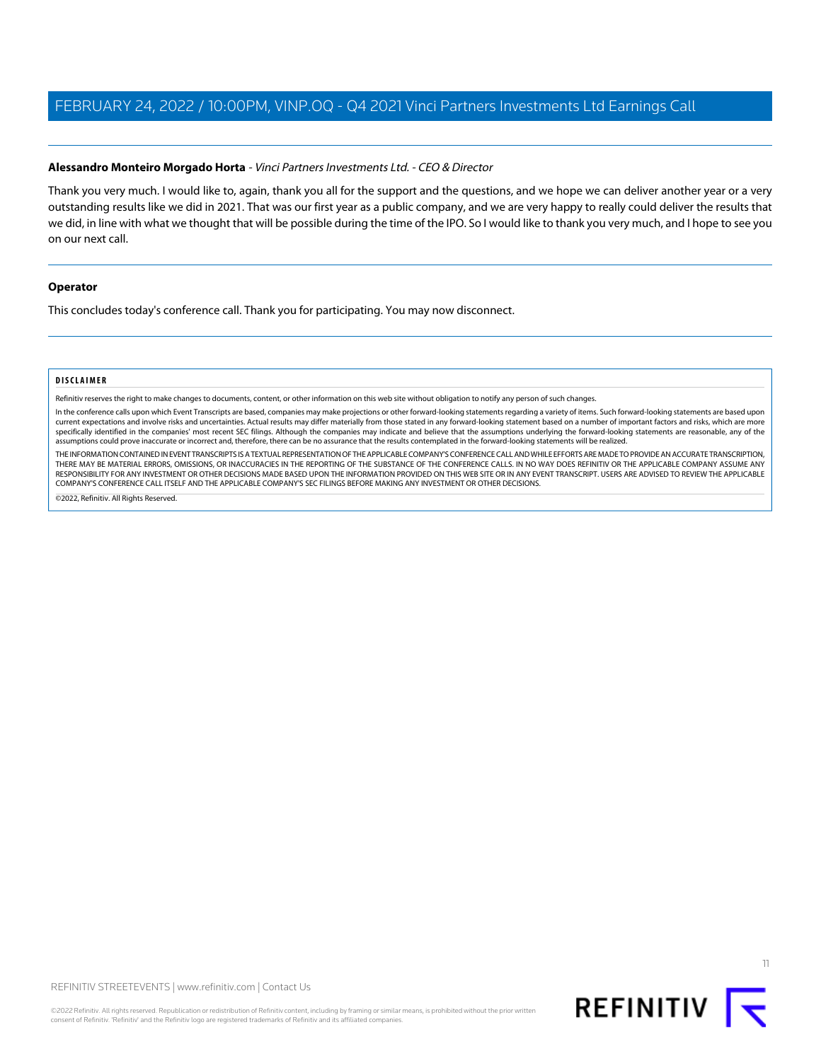**Alessandro Monteiro Morgado Horta** - *Vinci Partners Investments Ltd. - CEO & Director*

Thank you very much. I would like to, again, thank you all for the support and the questions, and we hope we can deliver another year or a very outstanding results like we did in 2021. That was our first year as a public company, and we are very happy to really could deliver the results that we did, in line with what we thought that will be possible during the time of the IPO. So I would like to thank you very much, and I hope to see you on our next call.

---

**Operator**

This concludes today's conference call. Thank you for participating. You may now disconnect.

---

**DISCLAIMER**

Refinitiv reserves the right to make changes to documents, content, or other information on this web site without obligation to notify any person of such changes.

In the conference calls upon which Event Transcripts are based, companies may make projections or other forward-looking statements regarding a variety of items. Such forward-looking statements are based upon current expectations and involve risks and uncertainties. Actual results may differ materially from those stated in any forward-looking statement based on a number of important factors and risks, which are more specifically identified in the companies' most recent SEC filings. Although the companies may indicate and believe that the assumptions underlying the forward-looking statements are reasonable, any of the assumptions could prove inaccurate or incorrect and, therefore, there can be no assurance that the results contemplated in the forward-looking statements will be realized.

THE INFORMATION CONTAINED IN EVENT TRANSCRIPTS IS A TEXTUAL REPRESENTATION OF THE APPLICABLE COMPANY'S CONFERENCE CALL AND WHILE EFFORTS ARE MADE TO PROVIDE AN ACCURATE TRANSCRIPTION, THERE MAY BE MATERIAL ERRORS, OMISSIONS, OR INACCURACIES IN THE REPORTING OF THE SUBSTANCE OF THE CONFERENCE CALLS. IN NO WAY DOES REFINITIV OR THE APPLICABLE COMPANY ASSUME ANY RESPONSIBILITY FOR ANY INVESTMENT OR OTHER DECISIONS MADE BASED UPON THE INFORMATION PROVIDED ON THIS WEB SITE OR IN ANY EVENT TRANSCRIPT. USERS ARE ADVISED TO REVIEW THE APPLICABLE COMPANY'S CONFERENCE CALL ITSELF AND THE APPLICABLE COMPANY'S SEC FILINGS BEFORE MAKING ANY INVESTMENT OR OTHER DECISIONS.

©2022, Refinitiv. All Rights Reserved.